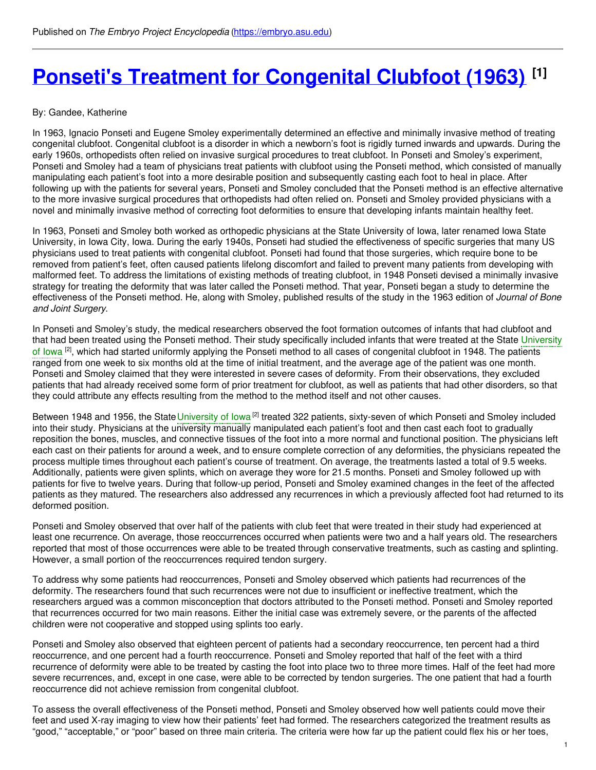Published on *The Embryo Project Encyclopedia* (https://embryo.asu.edu)

# Ponseti's Treatment for Congenital Clubfoot (1963) [1]

By: Gandee, Katherine

In 1963, Ignacio Ponseti and Eugene Smoley experimentally determined an effective and minimally invasive method of treating congenital clubfoot. Congenital clubfoot is a disorder in which a newborn's foot is rigidly turned inwards and upwards. During the early 1960s, orthopedists often relied on invasive surgical procedures to treat clubfoot. In Ponseti and Smoley's experiment, Ponseti and Smoley had a team of physicians treat patients with clubfoot using the Ponseti method, which consisted of manually manipulating each patient's foot into a more desirable position and subsequently casting each foot to heal in place. After following up with the patients for several years, Ponseti and Smoley concluded that the Ponseti method is an effective alternative to the more invasive surgical procedures that orthopedists had often relied on. Ponseti and Smoley provided physicians with a novel and minimally invasive method of correcting foot deformities to ensure that developing infants maintain healthy feet.

In 1963, Ponseti and Smoley both worked as orthopedic physicians at the State University of Iowa, later renamed Iowa State University, in Iowa City, Iowa. During the early 1940s, Ponseti had studied the effectiveness of specific surgeries that many US physicians used to treat patients with congenital clubfoot. Ponseti had found that those surgeries, which require bone to be removed from patient's feet, often caused patients lifelong discomfort and failed to prevent many patients from developing with malformed feet. To address the limitations of existing methods of treating clubfoot, in 1948 Ponseti devised a minimally invasive strategy for treating the deformity that was later called the Ponseti method. That year, Ponseti began a study to determine the effectiveness of the Ponseti method. He, along with Smoley, published results of the study in the 1963 edition of *Journal of Bone and Joint Surgery*.

In Ponseti and Smoley's study, the medical researchers observed the foot formation outcomes of infants that had clubfoot and that had been treated using the Ponseti method. Their study specifically included infants that were treated at the State University of Iowa [2], which had started uniformly applying the Ponseti method to all cases of congenital clubfoot in 1948. The patients ranged from one week to six months old at the time of initial treatment, and the average age of the patient was one month. Ponseti and Smoley claimed that they were interested in severe cases of deformity. From their observations, they excluded patients that had already received some form of prior treatment for clubfoot, as well as patients that had other disorders, so that they could attribute any effects resulting from the method to the method itself and not other causes.

Between 1948 and 1956, the State University of Iowa [2] treated 322 patients, sixty-seven of which Ponseti and Smoley included into their study. Physicians at the university manually manipulated each patient's foot and then cast each foot to gradually reposition the bones, muscles, and connective tissues of the foot into a more normal and functional position. The physicians left each cast on their patients for around a week, and to ensure complete correction of any deformities, the physicians repeated the process multiple times throughout each patient's course of treatment. On average, the treatments lasted a total of 9.5 weeks. Additionally, patients were given splints, which on average they wore for 21.5 months. Ponseti and Smoley followed up with patients for five to twelve years. During that follow-up period, Ponseti and Smoley examined changes in the feet of the affected patients as they matured. The researchers also addressed any recurrences in which a previously affected foot had returned to its deformed position.

Ponseti and Smoley observed that over half of the patients with club feet that were treated in their study had experienced at least one recurrence. On average, those reoccurrences occurred when patients were two and a half years old. The researchers reported that most of those occurrences were able to be treated through conservative treatments, such as casting and splinting. However, a small portion of the reoccurrences required tendon surgery.

To address why some patients had reoccurrences, Ponseti and Smoley observed which patients had recurrences of the deformity. The researchers found that such recurrences were not due to insufficient or ineffective treatment, which the researchers argued was a common misconception that doctors attributed to the Ponseti method. Ponseti and Smoley reported that recurrences occurred for two main reasons. Either the initial case was extremely severe, or the parents of the affected children were not cooperative and stopped using splints too early.

Ponseti and Smoley also observed that eighteen percent of patients had a secondary reoccurrence, ten percent had a third reoccurrence, and one percent had a fourth reoccurrence. Ponseti and Smoley reported that half of the feet with a third recurrence of deformity were able to be treated by casting the foot into place two to three more times. Half of the feet had more severe recurrences, and, except in one case, were able to be corrected by tendon surgeries. The one patient that had a fourth reoccurrence did not achieve remission from congenital clubfoot.

To assess the overall effectiveness of the Ponseti method, Ponseti and Smoley observed how well patients could move their feet and used X-ray imaging to view how their patients' feet had formed. The researchers categorized the treatment results as "good," "acceptable," or "poor" based on three main criteria. The criteria were how far up the patient could flex his or her toes,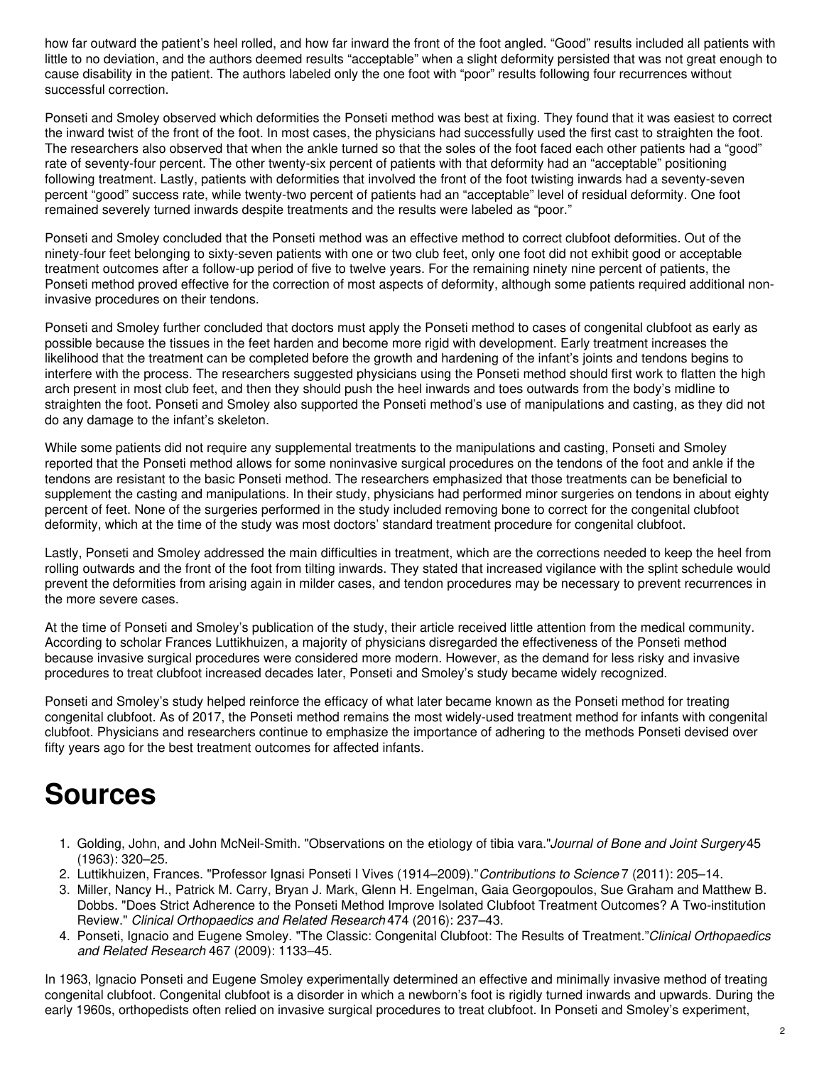how far outward the patient's heel rolled, and how far inward the front of the foot angled. "Good" results included all patients with little to no deviation, and the authors deemed results "acceptable" when a slight deformity persisted that was not great enough to cause disability in the patient. The authors labeled only the one foot with "poor" results following four recurrences without successful correction.

Ponseti and Smoley observed which deformities the Ponseti method was best at fixing. They found that it was easiest to correct the inward twist of the front of the foot. In most cases, the physicians had successfully used the first cast to straighten the foot. The researchers also observed that when the ankle turned so that the soles of the foot faced each other patients had a "good" rate of seventy-four percent. The other twenty-six percent of patients with that deformity had an "acceptable" positioning following treatment. Lastly, patients with deformities that involved the front of the foot twisting inwards had a seventy-seven percent "good" success rate, while twenty-two percent of patients had an "acceptable" level of residual deformity. One foot remained severely turned inwards despite treatments and the results were labeled as "poor."

Ponseti and Smoley concluded that the Ponseti method was an effective method to correct clubfoot deformities. Out of the ninety-four feet belonging to sixty-seven patients with one or two club feet, only one foot did not exhibit good or acceptable treatment outcomes after a follow-up period of five to twelve years. For the remaining ninety nine percent of patients, the Ponseti method proved effective for the correction of most aspects of deformity, although some patients required additional non-invasive procedures on their tendons.

Ponseti and Smoley further concluded that doctors must apply the Ponseti method to cases of congenital clubfoot as early as possible because the tissues in the feet harden and become more rigid with development. Early treatment increases the likelihood that the treatment can be completed before the growth and hardening of the infant's joints and tendons begins to interfere with the process. The researchers suggested physicians using the Ponseti method should first work to flatten the high arch present in most club feet, and then they should push the heel inwards and toes outwards from the body's midline to straighten the foot. Ponseti and Smoley also supported the Ponseti method's use of manipulations and casting, as they did not do any damage to the infant's skeleton.

While some patients did not require any supplemental treatments to the manipulations and casting, Ponseti and Smoley reported that the Ponseti method allows for some noninvasive surgical procedures on the tendons of the foot and ankle if the tendons are resistant to the basic Ponseti method. The researchers emphasized that those treatments can be beneficial to supplement the casting and manipulations. In their study, physicians had performed minor surgeries on tendons in about eighty percent of feet. None of the surgeries performed in the study included removing bone to correct for the congenital clubfoot deformity, which at the time of the study was most doctors' standard treatment procedure for congenital clubfoot.

Lastly, Ponseti and Smoley addressed the main difficulties in treatment, which are the corrections needed to keep the heel from rolling outwards and the front of the foot from tilting inwards. They stated that increased vigilance with the splint schedule would prevent the deformities from arising again in milder cases, and tendon procedures may be necessary to prevent recurrences in the more severe cases.

At the time of Ponseti and Smoley's publication of the study, their article received little attention from the medical community. According to scholar Frances Luttikhuizen, a majority of physicians disregarded the effectiveness of the Ponseti method because invasive surgical procedures were considered more modern. However, as the demand for less risky and invasive procedures to treat clubfoot increased decades later, Ponseti and Smoley's study became widely recognized.

Ponseti and Smoley's study helped reinforce the efficacy of what later became known as the Ponseti method for treating congenital clubfoot. As of 2017, the Ponseti method remains the most widely-used treatment method for infants with congenital clubfoot. Physicians and researchers continue to emphasize the importance of adhering to the methods Ponseti devised over fifty years ago for the best treatment outcomes for affected infants.

# Sources

1. Golding, John, and John McNeil-Smith. "Observations on the etiology of tibia vara." *Journal of Bone and Joint Surgery* 45 (1963): 320–25.
2. Luttikhuizen, Frances. "Professor Ignasi Ponseti I Vives (1914–2009)." *Contributions to Science* 7 (2011): 205–14.
3. Miller, Nancy H., Patrick M. Carry, Bryan J. Mark, Glenn H. Engelman, Gaia Georgopoulos, Sue Graham and Matthew B. Dobbs. "Does Strict Adherence to the Ponseti Method Improve Isolated Clubfoot Treatment Outcomes? A Two-institution Review." *Clinical Orthopaedics and Related Research* 474 (2016): 237–43.
4. Ponseti, Ignacio and Eugene Smoley. "The Classic: Congenital Clubfoot: The Results of Treatment." *Clinical Orthopaedics and Related Research* 467 (2009): 1133–45.

In 1963, Ignacio Ponseti and Eugene Smoley experimentally determined an effective and minimally invasive method of treating congenital clubfoot. Congenital clubfoot is a disorder in which a newborn's foot is rigidly turned inwards and upwards. During the early 1960s, orthopedists often relied on invasive surgical procedures to treat clubfoot. In Ponseti and Smoley's experiment,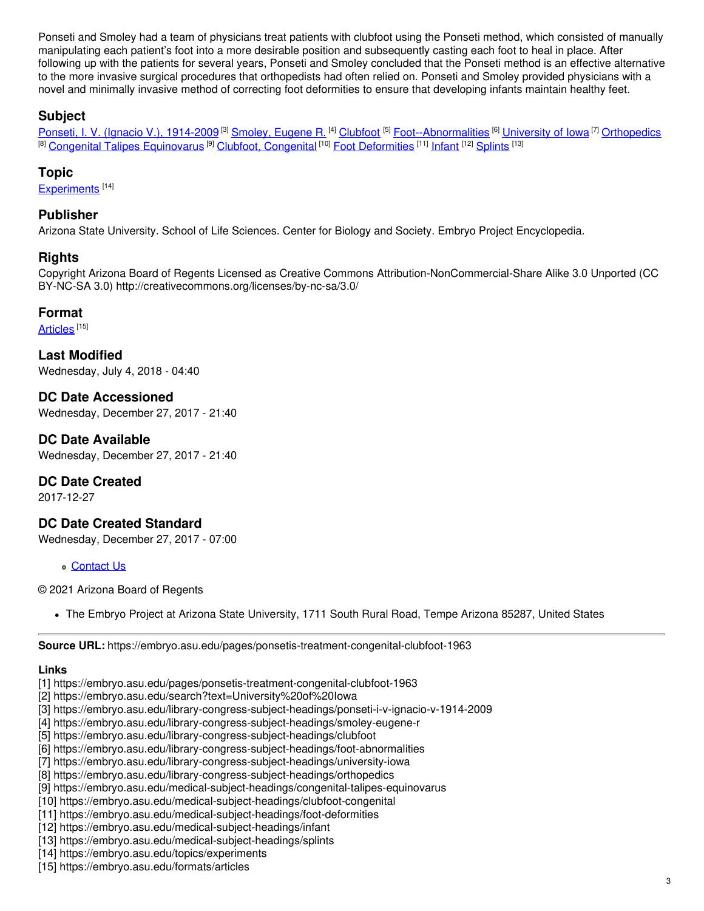Ponseti and Smoley had a team of physicians treat patients with clubfoot using the Ponseti method, which consisted of manually manipulating each patient's foot into a more desirable position and subsequently casting each foot to heal in place. After following up with the patients for several years, Ponseti and Smoley concluded that the Ponseti method is an effective alternative to the more invasive surgical procedures that orthopedists had often relied on. Ponseti and Smoley provided physicians with a novel and minimally invasive method of correcting foot deformities to ensure that developing infants maintain healthy feet.

## Subject

Ponseti, I. V. (Ignacio V.), 1914-2009 [3] Smoley, Eugene R. [4] Clubfoot [5] Foot--Abnormalities [6] University of Iowa [7] Orthopedics [8] Congenital Talipes Equinovarus [9] Clubfoot, Congenital [10] Foot Deformities [11] Infant [12] Splints [13]

## Topic

Experiments [14]

## Publisher

Arizona State University. School of Life Sciences. Center for Biology and Society. Embryo Project Encyclopedia.

## Rights

Copyright Arizona Board of Regents Licensed as Creative Commons Attribution-NonCommercial-Share Alike 3.0 Unported (CC BY-NC-SA 3.0) http://creativecommons.org/licenses/by-nc-sa/3.0/

## Format

Articles [15]

## Last Modified

Wednesday, July 4, 2018 - 04:40

## DC Date Accessioned

Wednesday, December 27, 2017 - 21:40

## DC Date Available

Wednesday, December 27, 2017 - 21:40

## DC Date Created

2017-12-27

## DC Date Created Standard

Wednesday, December 27, 2017 - 07:00

- Contact Us

© 2021 Arizona Board of Regents

- The Embryo Project at Arizona State University, 1711 South Rural Road, Tempe Arizona 85287, United States

---

**Source URL:** https://embryo.asu.edu/pages/ponsetis-treatment-congenital-clubfoot-1963

**Links**

[1] https://embryo.asu.edu/pages/ponsetis-treatment-congenital-clubfoot-1963
[2] https://embryo.asu.edu/search?text=University%20of%20Iowa
[3] https://embryo.asu.edu/library-congress-subject-headings/ponseti-i-v-ignacio-v-1914-2009
[4] https://embryo.asu.edu/library-congress-subject-headings/smoley-eugene-r
[5] https://embryo.asu.edu/library-congress-subject-headings/clubfoot
[6] https://embryo.asu.edu/library-congress-subject-headings/foot-abnormalities
[7] https://embryo.asu.edu/library-congress-subject-headings/university-iowa
[8] https://embryo.asu.edu/library-congress-subject-headings/orthopedics
[9] https://embryo.asu.edu/medical-subject-headings/congenital-talipes-equinovarus
[10] https://embryo.asu.edu/medical-subject-headings/clubfoot-congenital
[11] https://embryo.asu.edu/medical-subject-headings/foot-deformities
[12] https://embryo.asu.edu/medical-subject-headings/infant
[13] https://embryo.asu.edu/medical-subject-headings/splints
[14] https://embryo.asu.edu/topics/experiments
[15] https://embryo.asu.edu/formats/articles